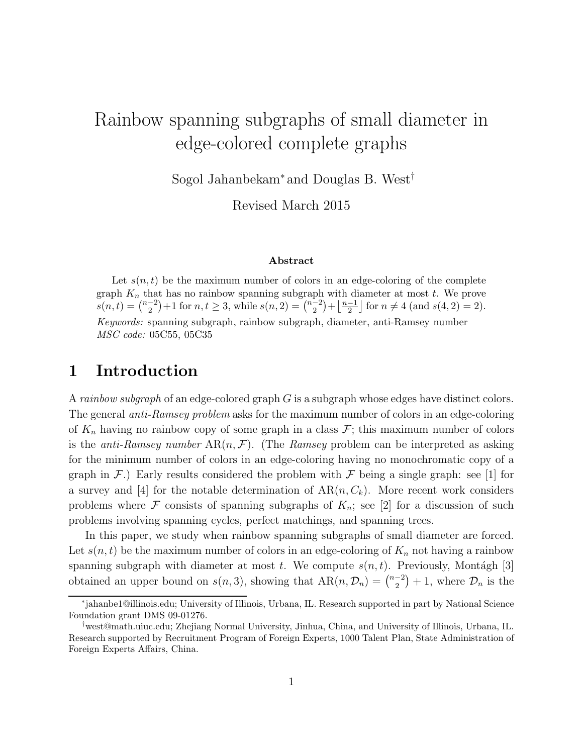# Rainbow spanning subgraphs of small diameter in edge-colored complete graphs

Sogol Jahanbekam* and Douglas B. West†

Revised March 2015

### Abstract

Let $s(n,t)$ be the maximum number of colors in an edge-coloring of the complete graph $K_n$ that has no rainbow spanning subgraph with diameter at most $t$. We prove $s(n,t) = \binom{n-2}{2}+1$ for $n,t \geq 3$, while $s(n,2) = \binom{n-2}{2} + \lfloor \frac{n-1}{2} \rfloor$ for $n \neq 4$ (and $s(4,2) = 2$).

*Keywords:* spanning subgraph, rainbow subgraph, diameter, anti-Ramsey number
*MSC code:* 05C55, 05C35

## 1 Introduction

A *rainbow subgraph* of an edge-colored graph $G$ is a subgraph whose edges have distinct colors. The general *anti-Ramsey problem* asks for the maximum number of colors in an edge-coloring of $K_n$ having no rainbow copy of some graph in a class $\mathcal{F}$; this maximum number of colors is the *anti-Ramsey number* $\mathrm{AR}(n, \mathcal{F})$. (The *Ramsey* problem can be interpreted as asking for the minimum number of colors in an edge-coloring having no monochromatic copy of a graph in $\mathcal{F}$.) Early results considered the problem with $\mathcal{F}$ being a single graph: see [1] for a survey and [4] for the notable determination of $\mathrm{AR}(n, C_k)$. More recent work considers problems where $\mathcal{F}$ consists of spanning subgraphs of $K_n$; see [2] for a discussion of such problems involving spanning cycles, perfect matchings, and spanning trees.

In this paper, we study when rainbow spanning subgraphs of small diameter are forced. Let $s(n,t)$ be the maximum number of colors in an edge-coloring of $K_n$ not having a rainbow spanning subgraph with diameter at most $t$. We compute $s(n,t)$. Previously, Montágh [3] obtained an upper bound on $s(n,3)$, showing that $\mathrm{AR}(n, \mathcal{D}_n) = \binom{n-2}{2} + 1$, where $\mathcal{D}_n$ is the

---

*jahanbe1@illinois.edu; University of Illinois, Urbana, IL. Research supported in part by National Science Foundation grant DMS 09-01276.

†west@math.uiuc.edu; Zhejiang Normal University, Jinhua, China, and University of Illinois, Urbana, IL. Research supported by Recruitment Program of Foreign Experts, 1000 Talent Plan, State Administration of Foreign Experts Affairs, China.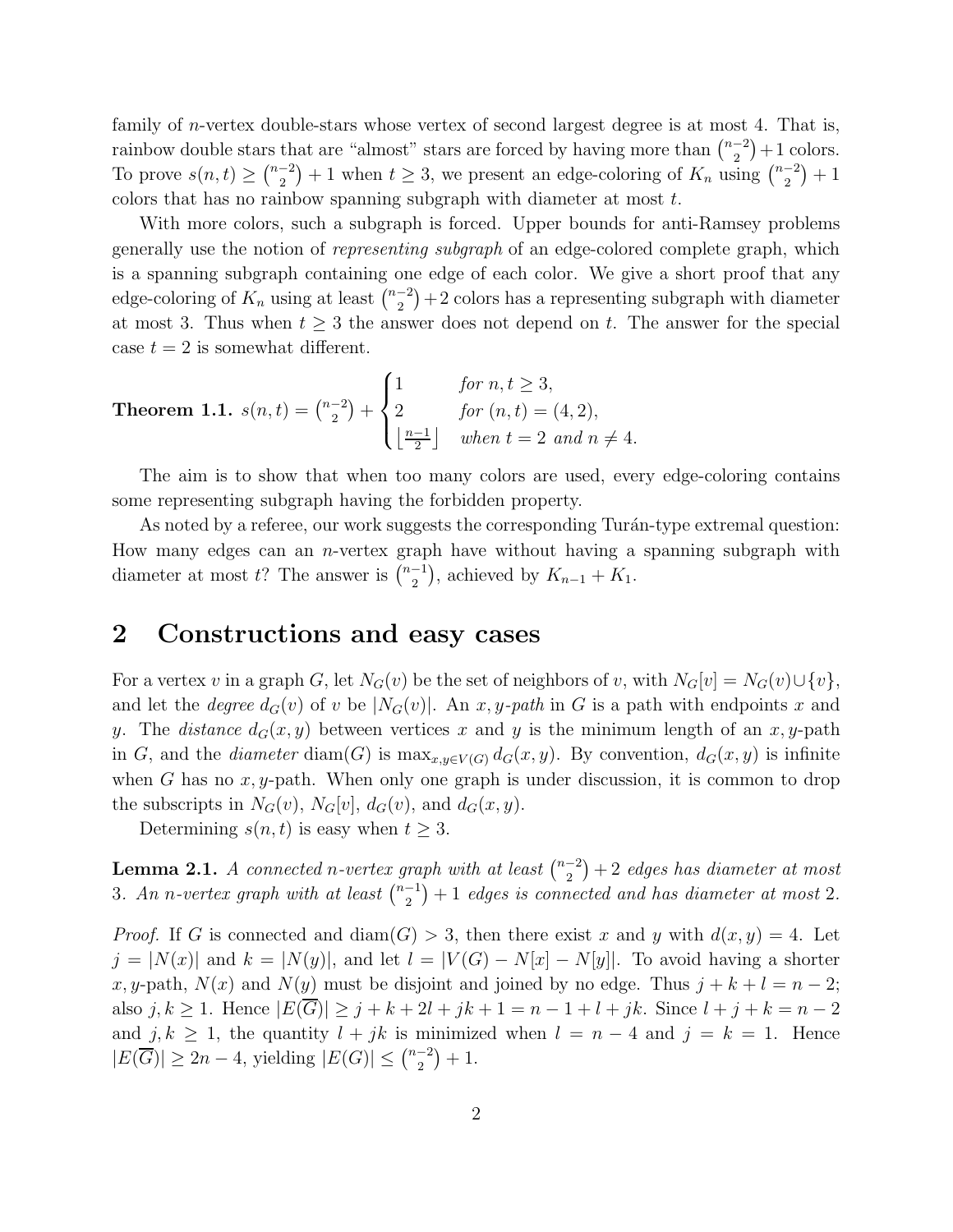family of $n$-vertex double-stars whose vertex of second largest degree is at most 4. That is, rainbow double stars that are "almost" stars are forced by having more than $\binom{n-2}{2}+1$ colors. To prove $s(n,t) \geq \binom{n-2}{2}+1$ when $t \geq 3$, we present an edge-coloring of $K_n$ using $\binom{n-2}{2}+1$ colors that has no rainbow spanning subgraph with diameter at most $t$.

With more colors, such a subgraph is forced. Upper bounds for anti-Ramsey problems generally use the notion of *representing subgraph* of an edge-colored complete graph, which is a spanning subgraph containing one edge of each color. We give a short proof that any edge-coloring of $K_n$ using at least $\binom{n-2}{2}+2$ colors has a representing subgraph with diameter at most 3. Thus when $t \geq 3$ the answer does not depend on $t$. The answer for the special case $t=2$ is somewhat different.

**Theorem 1.1.** $s(n,t) = \binom{n-2}{2} + \begin{cases} 1 & \text{for } n,t \geq 3, \\ 2 & \text{for } (n,t)=(4,2), \\ \lfloor \frac{n-1}{2} \rfloor & \text{when } t=2 \text{ and } n \neq 4. \end{cases}$

The aim is to show that when too many colors are used, every edge-coloring contains some representing subgraph having the forbidden property.

As noted by a referee, our work suggests the corresponding Turán-type extremal question: How many edges can an $n$-vertex graph have without having a spanning subgraph with diameter at most $t$? The answer is $\binom{n-1}{2}$, achieved by $K_{n-1}+K_1$.

## 2 Constructions and easy cases

For a vertex $v$ in a graph $G$, let $N_G(v)$ be the set of neighbors of $v$, with $N_G[v] = N_G(v) \cup \{v\}$, and let the *degree* $d_G(v)$ of $v$ be $|N_G(v)|$. An *$x,y$-path* in $G$ is a path with endpoints $x$ and $y$. The *distance* $d_G(x,y)$ between vertices $x$ and $y$ is the minimum length of an $x,y$-path in $G$, and the *diameter* $\text{diam}(G)$ is $\max_{x,y \in V(G)} d_G(x,y)$. By convention, $d_G(x,y)$ is infinite when $G$ has no $x,y$-path. When only one graph is under discussion, it is common to drop the subscripts in $N_G(v)$, $N_G[v]$, $d_G(v)$, and $d_G(x,y)$.

Determining $s(n,t)$ is easy when $t \geq 3$.

**Lemma 2.1.** *A connected $n$-vertex graph with at least $\binom{n-2}{2}+2$ edges has diameter at most 3. An $n$-vertex graph with at least $\binom{n-1}{2}+1$ edges is connected and has diameter at most 2.*

*Proof.* If $G$ is connected and $\text{diam}(G) > 3$, then there exist $x$ and $y$ with $d(x,y)=4$. Let $j = |N(x)|$ and $k = |N(y)|$, and let $l = |V(G) - N[x] - N[y]|$. To avoid having a shorter $x,y$-path, $N(x)$ and $N(y)$ must be disjoint and joined by no edge. Thus $j+k+l = n-2$; also $j,k \geq 1$. Hence $|E(\overline{G})| \geq j+k+2l+jk+1 = n-1+l+jk$. Since $l+j+k = n-2$ and $j,k \geq 1$, the quantity $l+jk$ is minimized when $l = n-4$ and $j=k=1$. Hence $|E(\overline{G})| \geq 2n-4$, yielding $|E(G)| \leq \binom{n-2}{2}+1$.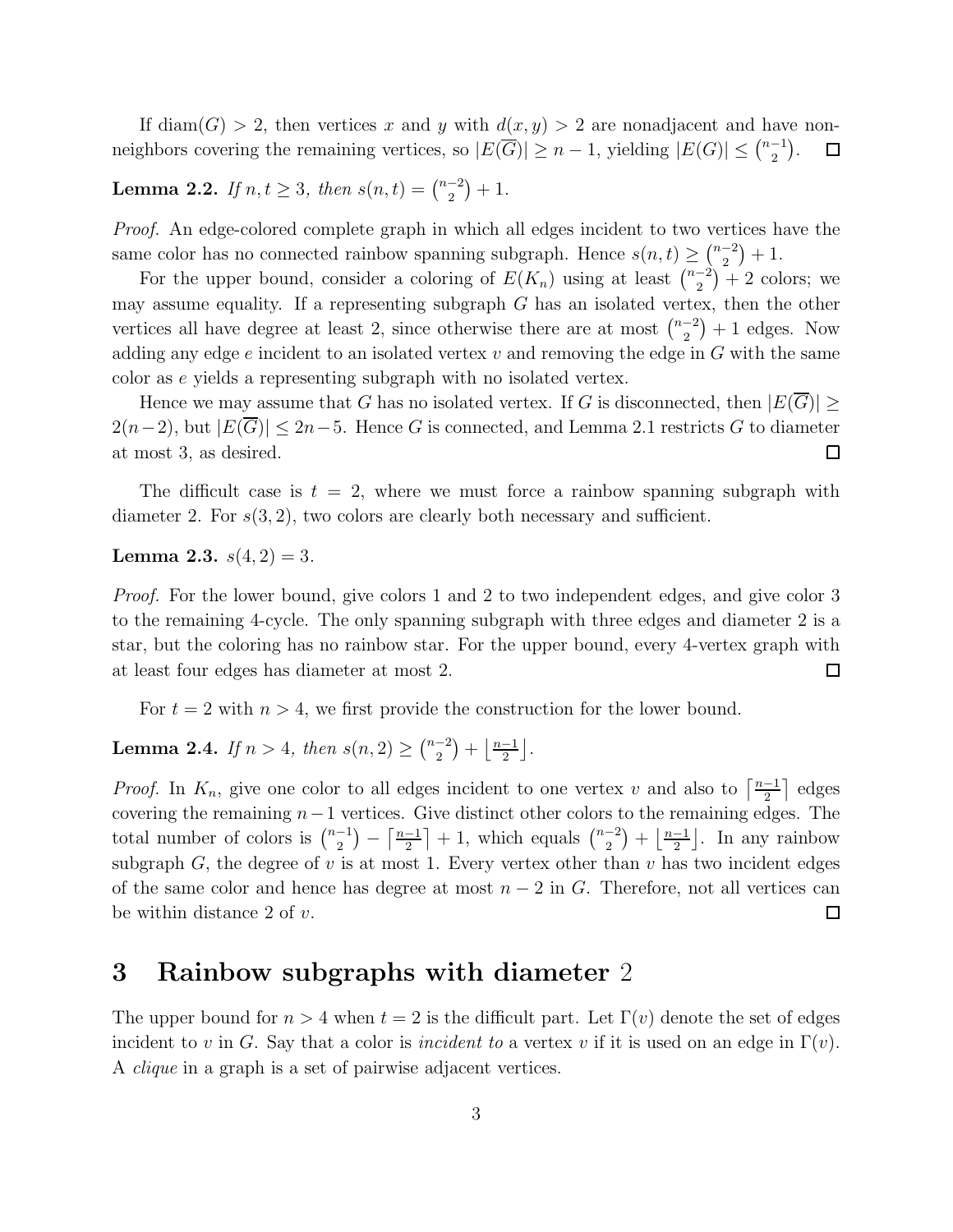If $\text{diam}(G) > 2$, then vertices $x$ and $y$ with $d(x, y) > 2$ are nonadjacent and have non-neighbors covering the remaining vertices, so $|E(\overline{G})| \geq n - 1$, yielding $|E(G)| \leq \binom{n-1}{2}$. $\square$

**Lemma 2.2.** *If $n, t \geq 3$, then $s(n, t) = \binom{n-2}{2} + 1$.*

*Proof.* An edge-colored complete graph in which all edges incident to two vertices have the same color has no connected rainbow spanning subgraph. Hence $s(n, t) \geq \binom{n-2}{2} + 1$.

For the upper bound, consider a coloring of $E(K_n)$ using at least $\binom{n-2}{2} + 2$ colors; we may assume equality. If a representing subgraph $G$ has an isolated vertex, then the other vertices all have degree at least 2, since otherwise there are at most $\binom{n-2}{2} + 1$ edges. Now adding any edge $e$ incident to an isolated vertex $v$ and removing the edge in $G$ with the same color as $e$ yields a representing subgraph with no isolated vertex.

Hence we may assume that $G$ has no isolated vertex. If $G$ is disconnected, then $|E(\overline{G})| \geq 2(n-2)$, but $|E(\overline{G})| \leq 2n - 5$. Hence $G$ is connected, and Lemma 2.1 restricts $G$ to diameter at most 3, as desired. $\square$

The difficult case is $t = 2$, where we must force a rainbow spanning subgraph with diameter 2. For $s(3, 2)$, two colors are clearly both necessary and sufficient.

**Lemma 2.3.** *$s(4, 2) = 3$.*

*Proof.* For the lower bound, give colors 1 and 2 to two independent edges, and give color 3 to the remaining 4-cycle. The only spanning subgraph with three edges and diameter 2 is a star, but the coloring has no rainbow star. For the upper bound, every 4-vertex graph with at least four edges has diameter at most 2. $\square$

For $t = 2$ with $n > 4$, we first provide the construction for the lower bound.

**Lemma 2.4.** *If $n > 4$, then $s(n, 2) \geq \binom{n-2}{2} + \lfloor \frac{n-1}{2} \rfloor$.*

*Proof.* In $K_n$, give one color to all edges incident to one vertex $v$ and also to $\lceil \frac{n-1}{2} \rceil$ edges covering the remaining $n-1$ vertices. Give distinct other colors to the remaining edges. The total number of colors is $\binom{n-1}{2} - \lceil \frac{n-1}{2} \rceil + 1$, which equals $\binom{n-2}{2} + \lfloor \frac{n-1}{2} \rfloor$. In any rainbow subgraph $G$, the degree of $v$ is at most 1. Every vertex other than $v$ has two incident edges of the same color and hence has degree at most $n - 2$ in $G$. Therefore, not all vertices can be within distance 2 of $v$. $\square$

# 3 Rainbow subgraphs with diameter 2

The upper bound for $n > 4$ when $t = 2$ is the difficult part. Let $\Gamma(v)$ denote the set of edges incident to $v$ in $G$. Say that a color is *incident to* a vertex $v$ if it is used on an edge in $\Gamma(v)$. A *clique* in a graph is a set of pairwise adjacent vertices.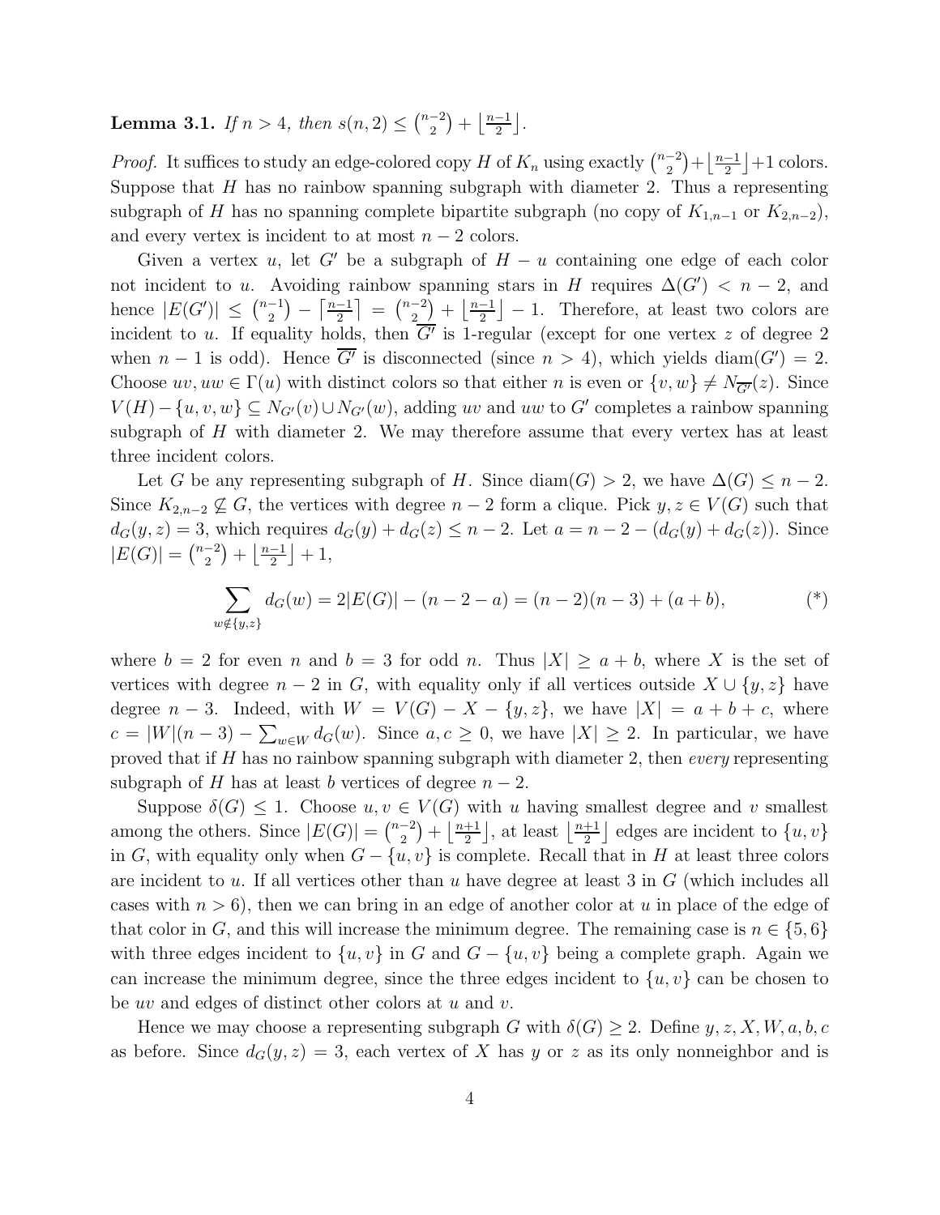**Lemma 3.1.** *If $n > 4$, then $s(n,2) \le \binom{n-2}{2} + \left\lfloor \frac{n-1}{2} \right\rfloor$.*

*Proof.* It suffices to study an edge-colored copy $H$ of $K_n$ using exactly $\binom{n-2}{2} + \left\lfloor \frac{n-1}{2} \right\rfloor + 1$ colors. Suppose that $H$ has no rainbow spanning subgraph with diameter 2. Thus a representing subgraph of $H$ has no spanning complete bipartite subgraph (no copy of $K_{1,n-1}$ or $K_{2,n-2}$), and every vertex is incident to at most $n-2$ colors.

Given a vertex $u$, let $G'$ be a subgraph of $H - u$ containing one edge of each color not incident to $u$. Avoiding rainbow spanning stars in $H$ requires $\Delta(G') < n-2$, and hence $|E(G')| \le \binom{n-1}{2} - \left\lceil \frac{n-1}{2} \right\rceil = \binom{n-2}{2} + \left\lfloor \frac{n-1}{2} \right\rfloor - 1$. Therefore, at least two colors are incident to $u$. If equality holds, then $\overline{G'}$ is 1-regular (except for one vertex $z$ of degree 2 when $n-1$ is odd). Hence $\overline{G'}$ is disconnected (since $n > 4$), which yields $\mathrm{diam}(G') = 2$. Choose $uv, uw \in \Gamma(u)$ with distinct colors so that either $n$ is even or $\{v, w\} \neq N_{\overline{G'}}(z)$. Since $V(H) - \{u, v, w\} \subseteq N_{G'}(v) \cup N_{G'}(w)$, adding $uv$ and $uw$ to $G'$ completes a rainbow spanning subgraph of $H$ with diameter 2. We may therefore assume that every vertex has at least three incident colors.

Let $G$ be any representing subgraph of $H$. Since $\mathrm{diam}(G) > 2$, we have $\Delta(G) \le n-2$. Since $K_{2,n-2} \not\subseteq G$, the vertices with degree $n-2$ form a clique. Pick $y, z \in V(G)$ such that $d_G(y,z) = 3$, which requires $d_G(y) + d_G(z) \le n-2$. Let $a = n-2-(d_G(y)+d_G(z))$. Since $|E(G)| = \binom{n-2}{2} + \left\lfloor \frac{n-1}{2} \right\rfloor + 1$,

$$\sum_{w \notin \{y,z\}} d_G(w) = 2|E(G)| - (n-2-a) = (n-2)(n-3) + (a+b), \qquad (*)$$

where $b = 2$ for even $n$ and $b = 3$ for odd $n$. Thus $|X| \ge a + b$, where $X$ is the set of vertices with degree $n-2$ in $G$, with equality only if all vertices outside $X \cup \{y, z\}$ have degree $n-3$. Indeed, with $W = V(G) - X - \{y,z\}$, we have $|X| = a + b + c$, where $c = |W|(n-3) - \sum_{w \in W} d_G(w)$. Since $a, c \ge 0$, we have $|X| \ge 2$. In particular, we have proved that if $H$ has no rainbow spanning subgraph with diameter 2, then *every* representing subgraph of $H$ has at least $b$ vertices of degree $n-2$.

Suppose $\delta(G) \le 1$. Choose $u, v \in V(G)$ with $u$ having smallest degree and $v$ smallest among the others. Since $|E(G)| = \binom{n-2}{2} + \left\lfloor \frac{n+1}{2} \right\rfloor$, at least $\left\lfloor \frac{n+1}{2} \right\rfloor$ edges are incident to $\{u, v\}$ in $G$, with equality only when $G - \{u, v\}$ is complete. Recall that in $H$ at least three colors are incident to $u$. If all vertices other than $u$ have degree at least 3 in $G$ (which includes all cases with $n > 6$), then we can bring in an edge of another color at $u$ in place of the edge of that color in $G$, and this will increase the minimum degree. The remaining case is $n \in \{5, 6\}$ with three edges incident to $\{u, v\}$ in $G$ and $G - \{u, v\}$ being a complete graph. Again we can increase the minimum degree, since the three edges incident to $\{u, v\}$ can be chosen to be $uv$ and edges of distinct other colors at $u$ and $v$.

Hence we may choose a representing subgraph $G$ with $\delta(G) \ge 2$. Define $y, z, X, W, a, b, c$ as before. Since $d_G(y,z) = 3$, each vertex of $X$ has $y$ or $z$ as its only nonneighbor and is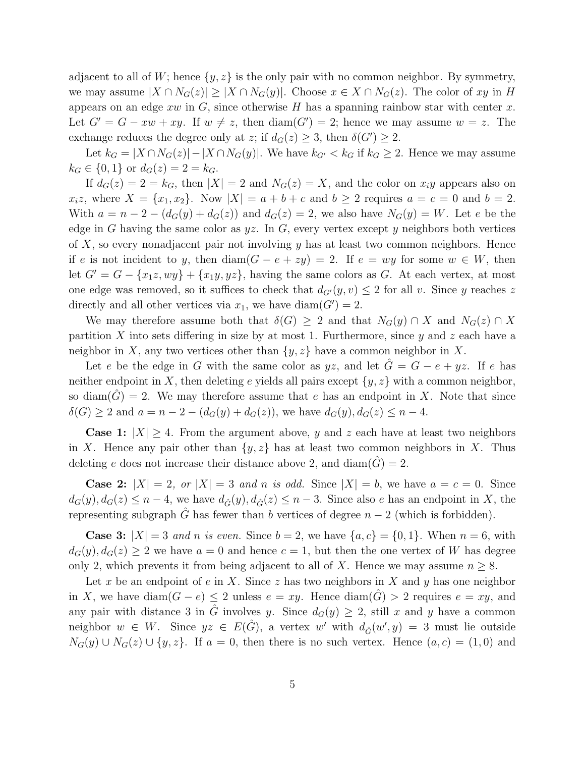adjacent to all of $W$; hence $\{y, z\}$ is the only pair with no common neighbor. By symmetry, we may assume $|X \cap N_G(z)| \geq |X \cap N_G(y)|$. Choose $x \in X \cap N_G(z)$. The color of $xy$ in $H$ appears on an edge $xw$ in $G$, since otherwise $H$ has a spanning rainbow star with center $x$. Let $G' = G - xw + xy$. If $w \neq z$, then $\text{diam}(G') = 2$; hence we may assume $w = z$. The exchange reduces the degree only at $z$; if $d_G(z) \geq 3$, then $\delta(G') \geq 2$.

Let $k_G = |X \cap N_G(z)| - |X \cap N_G(y)|$. We have $k_{G'} < k_G$ if $k_G \geq 2$. Hence we may assume $k_G \in \{0, 1\}$ or $d_G(z) = 2 = k_G$.

If $d_G(z) = 2 = k_G$, then $|X| = 2$ and $N_G(z) = X$, and the color on $x_i y$ appears also on $x_i z$, where $X = \{x_1, x_2\}$. Now $|X| = a + b + c$ and $b \geq 2$ requires $a = c = 0$ and $b = 2$. With $a = n - 2 - (d_G(y) + d_G(z))$ and $d_G(z) = 2$, we also have $N_G(y) = W$. Let $e$ be the edge in $G$ having the same color as $yz$. In $G$, every vertex except $y$ neighbors both vertices of $X$, so every nonadjacent pair not involving $y$ has at least two common neighbors. Hence if $e$ is not incident to $y$, then $\text{diam}(G - e + zy) = 2$. If $e = wy$ for some $w \in W$, then let $G' = G - \{x_1 z, wy\} + \{x_1 y, yz\}$, having the same colors as $G$. At each vertex, at most one edge was removed, so it suffices to check that $d_{G'}(y, v) \leq 2$ for all $v$. Since $y$ reaches $z$ directly and all other vertices via $x_1$, we have $\text{diam}(G') = 2$.

We may therefore assume both that $\delta(G) \geq 2$ and that $N_G(y) \cap X$ and $N_G(z) \cap X$ partition $X$ into sets differing in size by at most 1. Furthermore, since $y$ and $z$ each have a neighbor in $X$, any two vertices other than $\{y, z\}$ have a common neighbor in $X$.

Let $e$ be the edge in $G$ with the same color as $yz$, and let $\hat{G} = G - e + yz$. If $e$ has neither endpoint in $X$, then deleting $e$ yields all pairs except $\{y, z\}$ with a common neighbor, so $\text{diam}(\hat{G}) = 2$. We may therefore assume that $e$ has an endpoint in $X$. Note that since $\delta(G) \geq 2$ and $a = n - 2 - (d_G(y) + d_G(z))$, we have $d_G(y), d_G(z) \leq n - 4$.

**Case 1:** $|X| \geq 4$. From the argument above, $y$ and $z$ each have at least two neighbors in $X$. Hence any pair other than $\{y, z\}$ has at least two common neighbors in $X$. Thus deleting $e$ does not increase their distance above 2, and $\text{diam}(\hat{G}) = 2$.

**Case 2:** $|X| = 2$, *or* $|X| = 3$ *and* $n$ *is odd.* Since $|X| = b$, we have $a = c = 0$. Since $d_G(y), d_G(z) \leq n - 4$, we have $d_{\hat{G}}(y), d_{\hat{G}}(z) \leq n - 3$. Since also $e$ has an endpoint in $X$, the representing subgraph $\hat{G}$ has fewer than $b$ vertices of degree $n - 2$ (which is forbidden).

**Case 3:** $|X| = 3$ *and* $n$ *is even.* Since $b = 2$, we have $\{a, c\} = \{0, 1\}$. When $n = 6$, with $d_G(y), d_G(z) \geq 2$ we have $a = 0$ and hence $c = 1$, but then the one vertex of $W$ has degree only 2, which prevents it from being adjacent to all of $X$. Hence we may assume $n \geq 8$.

Let $x$ be an endpoint of $e$ in $X$. Since $z$ has two neighbors in $X$ and $y$ has one neighbor in $X$, we have $\text{diam}(G - e) \leq 2$ unless $e = xy$. Hence $\text{diam}(\hat{G}) > 2$ requires $e = xy$, and any pair with distance 3 in $\hat{G}$ involves $y$. Since $d_G(y) \geq 2$, still $x$ and $y$ have a common neighbor $w \in W$. Since $yz \in E(\hat{G})$, a vertex $w'$ with $d_{\hat{G}}(w', y) = 3$ must lie outside $N_G(y) \cup N_G(z) \cup \{y, z\}$. If $a = 0$, then there is no such vertex. Hence $(a, c) = (1, 0)$ and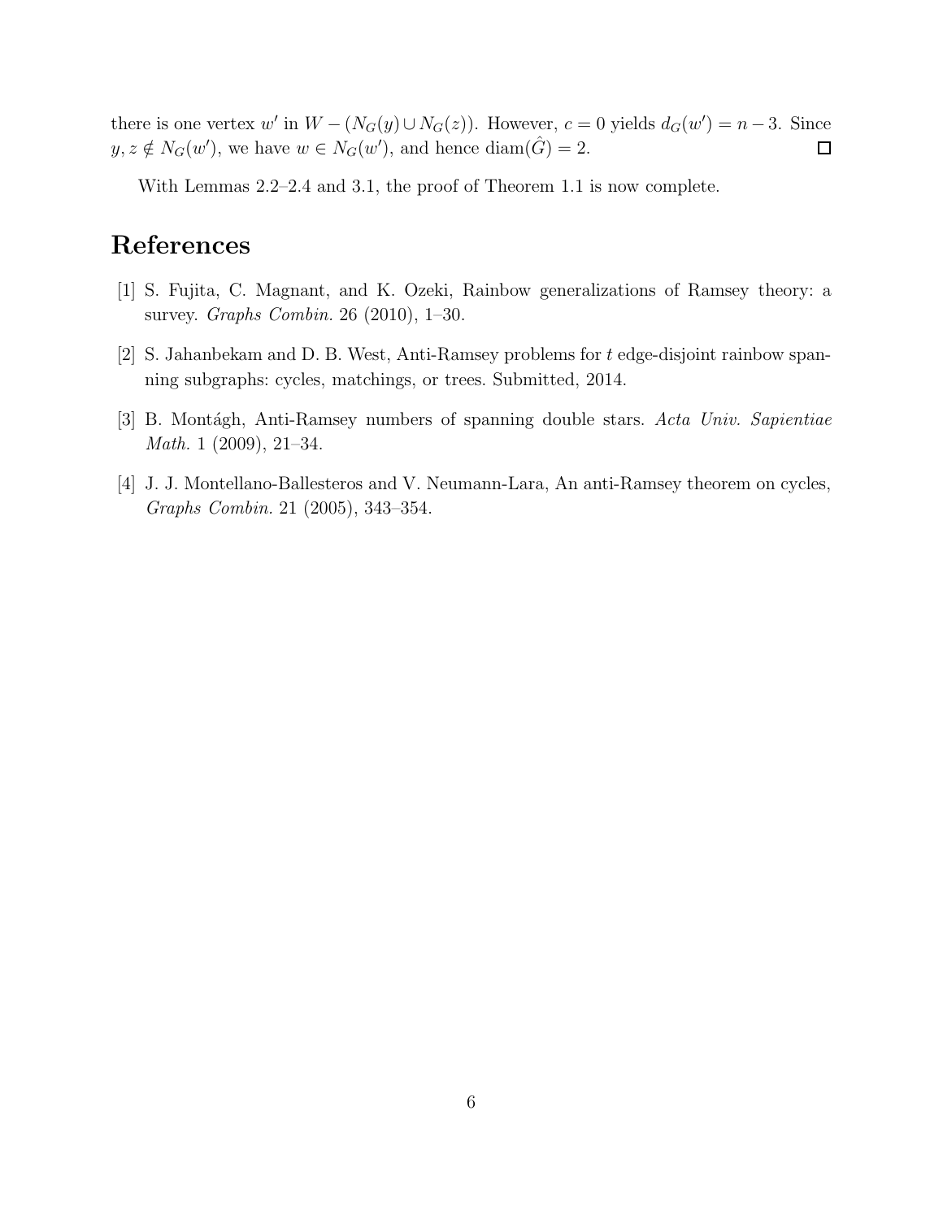there is one vertex $w'$ in $W - (N_G(y) \cup N_G(z))$. However, $c = 0$ yields $d_G(w') = n - 3$. Since $y, z \notin N_G(w')$, we have $w \in N_G(w')$, and hence $\mathrm{diam}(\hat{G}) = 2$. □

With Lemmas 2.2–2.4 and 3.1, the proof of Theorem 1.1 is now complete.

# References

[1] S. Fujita, C. Magnant, and K. Ozeki, Rainbow generalizations of Ramsey theory: a survey. *Graphs Combin.* 26 (2010), 1–30.

[2] S. Jahanbekam and D. B. West, Anti-Ramsey problems for $t$ edge-disjoint rainbow spanning subgraphs: cycles, matchings, or trees. Submitted, 2014.

[3] B. Montágh, Anti-Ramsey numbers of spanning double stars. *Acta Univ. Sapientiae Math.* 1 (2009), 21–34.

[4] J. J. Montellano-Ballesteros and V. Neumann-Lara, An anti-Ramsey theorem on cycles, *Graphs Combin.* 21 (2005), 343–354.